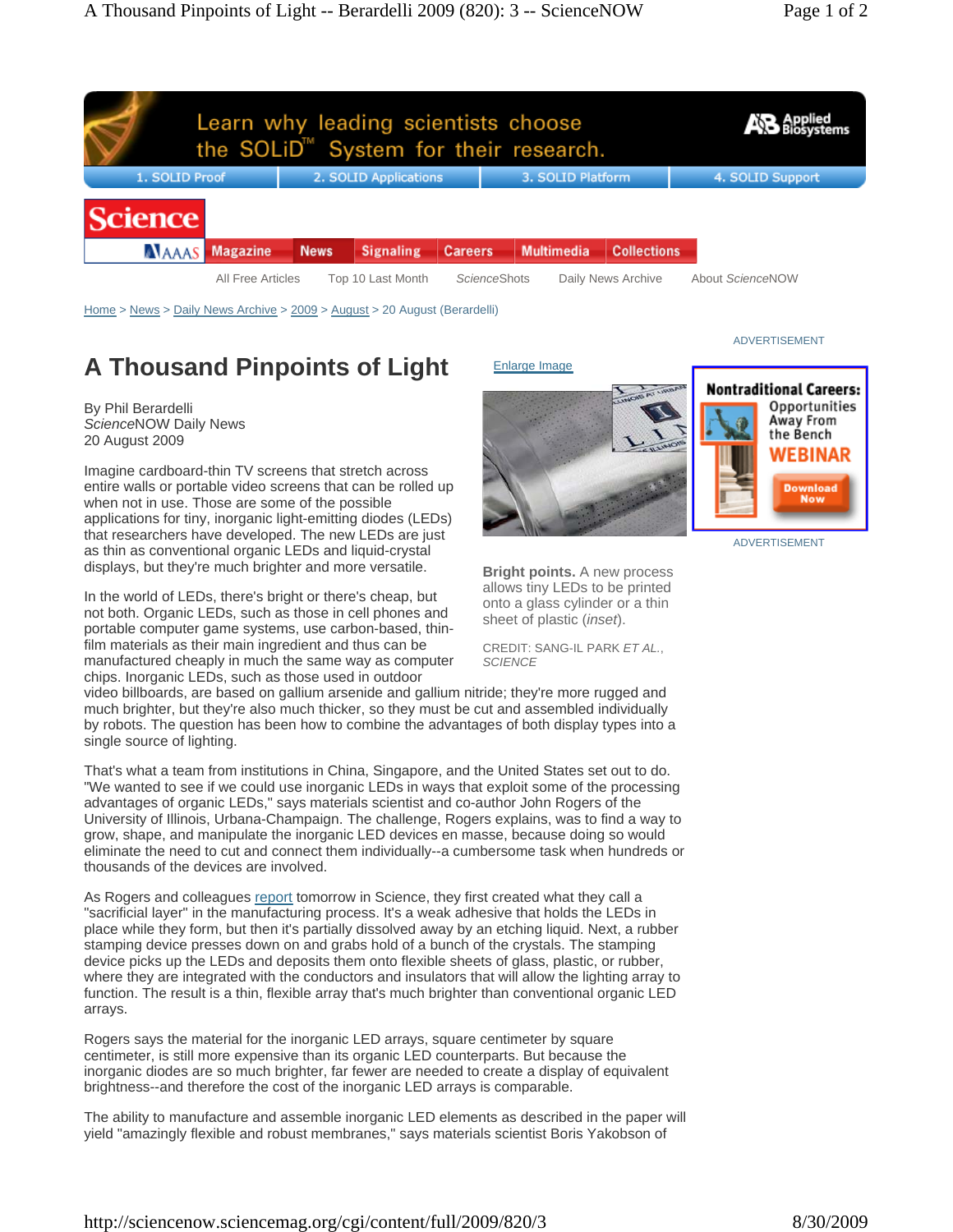Home > News > Daily News Archive > 2009 > August > 20 August (Berardelli)

# A Thousand Pinpoints of Light

By Phil Berardelli
*Science*NOW Daily News
20 August 2009

**Bright points.** A new process allows tiny LEDs to be printed onto a glass cylinder or a thin sheet of plastic (*inset*).

CREDIT: SANG-IL PARK *ET AL.*, *SCIENCE*

Imagine cardboard-thin TV screens that stretch across entire walls or portable video screens that can be rolled up when not in use. Those are some of the possible applications for tiny, inorganic light-emitting diodes (LEDs) that researchers have developed. The new LEDs are just as thin as conventional organic LEDs and liquid-crystal displays, but they're much brighter and more versatile.

In the world of LEDs, there's bright or there's cheap, but not both. Organic LEDs, such as those in cell phones and portable computer game systems, use carbon-based, thin-film materials as their main ingredient and thus can be manufactured cheaply in much the same way as computer chips. Inorganic LEDs, such as those used in outdoor video billboards, are based on gallium arsenide and gallium nitride; they're more rugged and much brighter, but they're also much thicker, so they must be cut and assembled individually by robots. The question has been how to combine the advantages of both display types into a single source of lighting.

That's what a team from institutions in China, Singapore, and the United States set out to do. "We wanted to see if we could use inorganic LEDs in ways that exploit some of the processing advantages of organic LEDs," says materials scientist and co-author John Rogers of the University of Illinois, Urbana-Champaign. The challenge, Rogers explains, was to find a way to grow, shape, and manipulate the inorganic LED devices en masse, because doing so would eliminate the need to cut and connect them individually--a cumbersome task when hundreds or thousands of the devices are involved.

As Rogers and colleagues report tomorrow in Science, they first created what they call a "sacrificial layer" in the manufacturing process. It's a weak adhesive that holds the LEDs in place while they form, but then it's partially dissolved away by an etching liquid. Next, a rubber stamping device presses down on and grabs hold of a bunch of the crystals. The stamping device picks up the LEDs and deposits them onto flexible sheets of glass, plastic, or rubber, where they are integrated with the conductors and insulators that will allow the lighting array to function. The result is a thin, flexible array that's much brighter than conventional organic LED arrays.

Rogers says the material for the inorganic LED arrays, square centimeter by square centimeter, is still more expensive than its organic LED counterparts. But because the inorganic diodes are so much brighter, far fewer are needed to create a display of equivalent brightness--and therefore the cost of the inorganic LED arrays is comparable.

The ability to manufacture and assemble inorganic LED elements as described in the paper will yield "amazingly flexible and robust membranes," says materials scientist Boris Yakobson of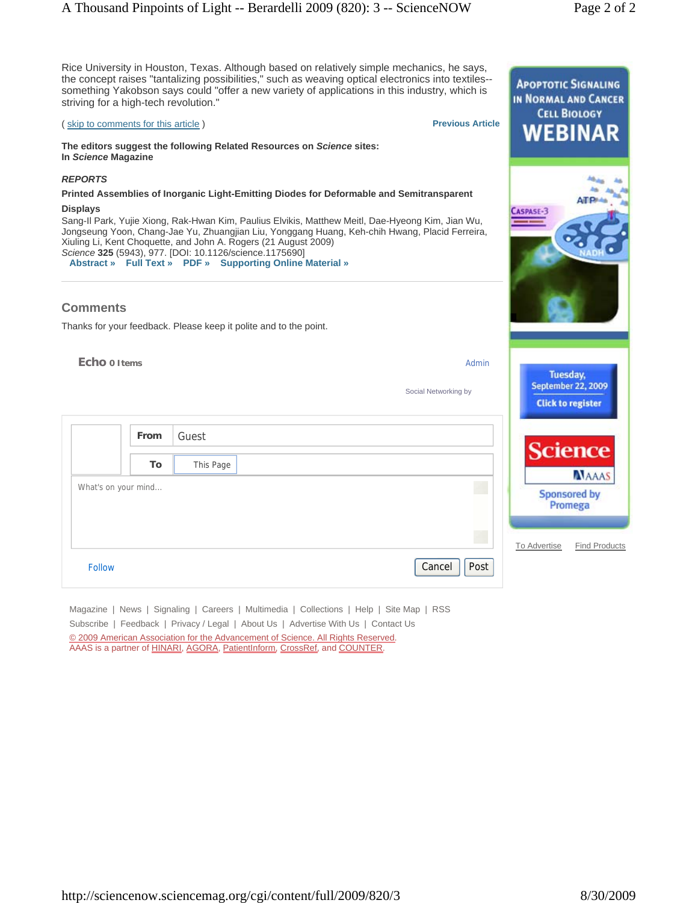Rice University in Houston, Texas. Although based on relatively simple mechanics, he says, the concept raises "tantalizing possibilities," such as weaving optical electronics into textiles--something Yakobson says could "offer a new variety of applications in this industry, which is striving for a high-tech revolution."

( skip to comments for this article ) Previous Article

**The editors suggest the following Related Resources on *Science* sites:**
**In *Science* Magazine**

***REPORTS***

**Printed Assemblies of Inorganic Light-Emitting Diodes for Deformable and Semitransparent Displays**

Sang-Il Park, Yujie Xiong, Rak-Hwan Kim, Paulius Elvikis, Matthew Meitl, Dae-Hyeong Kim, Jian Wu, Jongseung Yoon, Chang-Jae Yu, Zhuangjian Liu, Yonggang Huang, Keh-chih Hwang, Placid Ferreira, Xiuling Li, Kent Choquette, and John A. Rogers (21 August 2009)
*Science* **325** (5943), 977. [DOI: 10.1126/science.1175690]
**Abstract » Full Text » PDF » Supporting Online Material »**

## Comments

Thanks for your feedback. Please keep it polite and to the point.

Echo 0 Items Admin

Social Networking by

| | |
|---|---|
| From | Guest |
| To | This Page |

What's on your mind...

Follow Cancel Post

Magazine | News | Signaling | Careers | Multimedia | Collections | Help | Site Map | RSS
Subscribe | Feedback | Privacy / Legal | About Us | Advertise With Us | Contact Us
© 2009 American Association for the Advancement of Science. All Rights Reserved.
AAAS is a partner of HINARI, AGORA, PatientInform, CrossRef, and COUNTER.

Apoptotic Signaling in Normal and Cancer Cell Biology WEBINAR

Tuesday, September 22, 2009
Click to register

Science AAAS
Sponsored by Promega

To Advertise Find Products